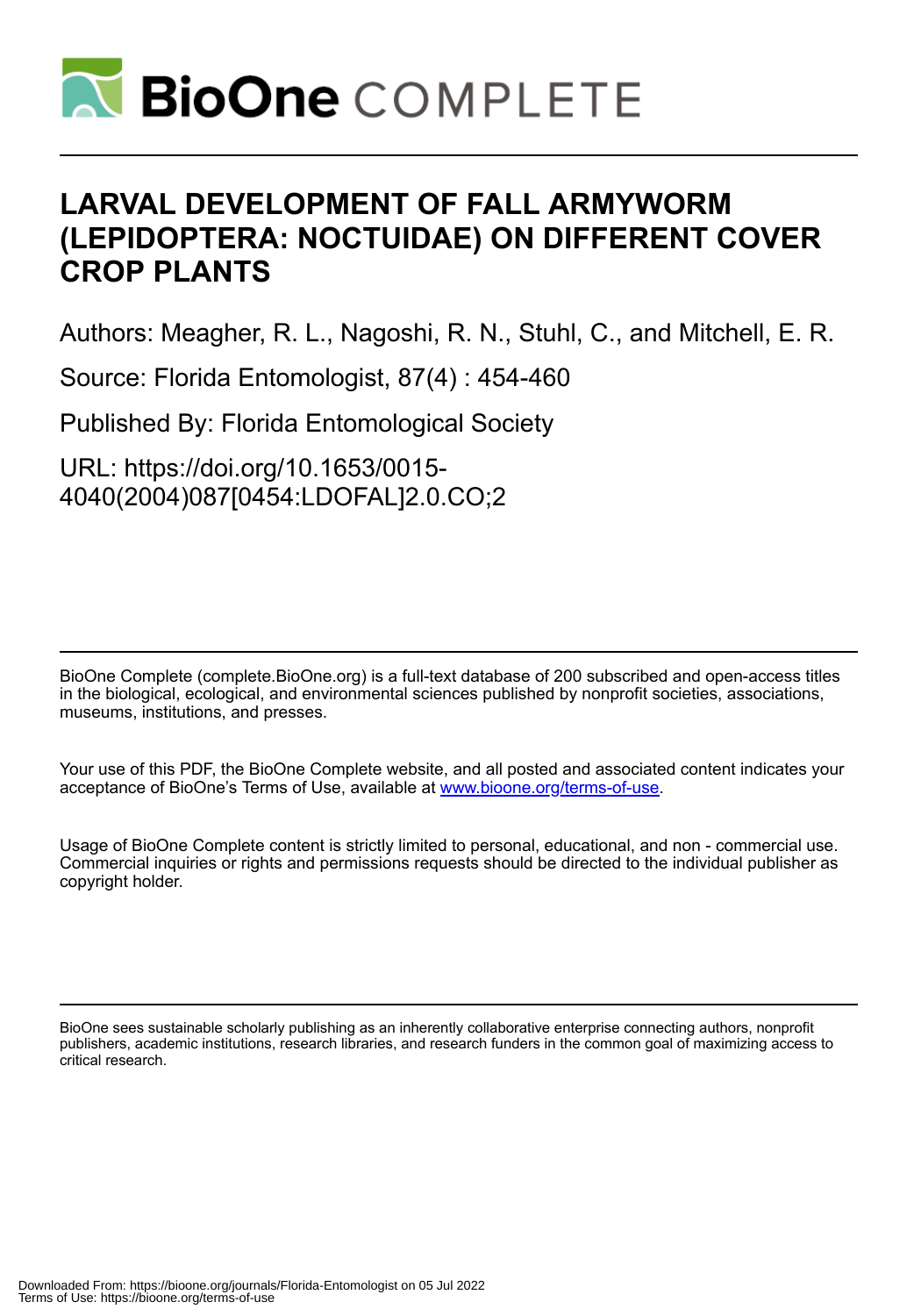# BioOne COMPLETE

# LARVAL DEVELOPMENT OF FALL ARMYWORM (LEPIDOPTERA: NOCTUIDAE) ON DIFFERENT COVER CROP PLANTS

Authors: Meagher, R. L., Nagoshi, R. N., Stuhl, C., and Mitchell, E. R.

Source: Florida Entomologist, 87(4) : 454-460

Published By: Florida Entomological Society

URL: https://doi.org/10.1653/0015-4040(2004)087[0454:LDOFAL]2.0.CO;2

BioOne Complete (complete.BioOne.org) is a full-text database of 200 subscribed and open-access titles in the biological, ecological, and environmental sciences published by nonprofit societies, associations, museums, institutions, and presses.

Your use of this PDF, the BioOne Complete website, and all posted and associated content indicates your acceptance of BioOne's Terms of Use, available at www.bioone.org/terms-of-use.

Usage of BioOne Complete content is strictly limited to personal, educational, and non - commercial use. Commercial inquiries or rights and permissions requests should be directed to the individual publisher as copyright holder.

BioOne sees sustainable scholarly publishing as an inherently collaborative enterprise connecting authors, nonprofit publishers, academic institutions, research libraries, and research funders in the common goal of maximizing access to critical research.

Downloaded From: https://bioone.org/journals/Florida-Entomologist on 05 Jul 2022
Terms of Use: https://bioone.org/terms-of-use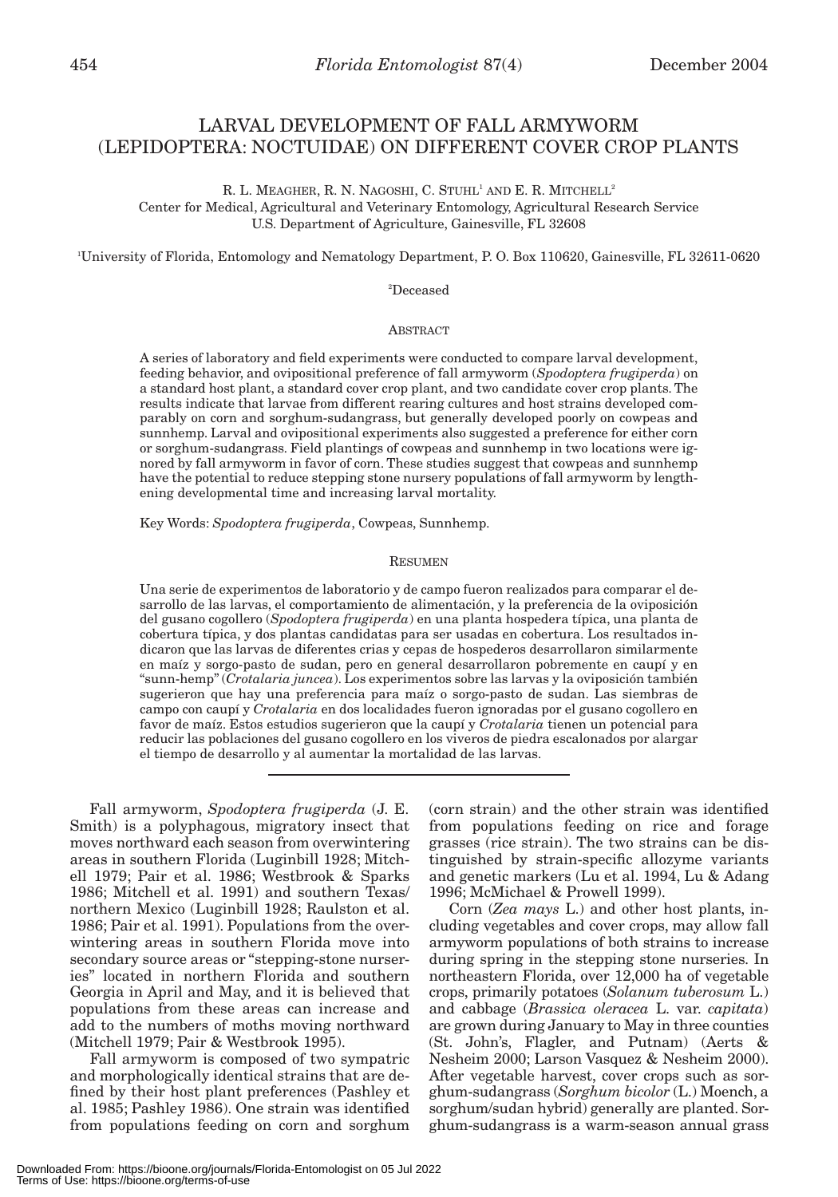# LARVAL DEVELOPMENT OF FALL ARMYWORM (LEPIDOPTERA: NOCTUIDAE) ON DIFFERENT COVER CROP PLANTS

R. L. MEAGHER, R. N. NAGOSHI, C. STUHL[1] AND E. R. MITCHELL[2]

Center for Medical, Agricultural and Veterinary Entomology, Agricultural Research Service U.S. Department of Agriculture, Gainesville, FL 32608

[1]University of Florida, Entomology and Nematology Department, P. O. Box 110620, Gainesville, FL 32611-0620

[2]Deceased

## ABSTRACT

A series of laboratory and field experiments were conducted to compare larval development, feeding behavior, and ovipositional preference of fall armyworm (*Spodoptera frugiperda*) on a standard host plant, a standard cover crop plant, and two candidate cover crop plants. The results indicate that larvae from different rearing cultures and host strains developed comparably on corn and sorghum-sudangrass, but generally developed poorly on cowpeas and sunnhemp. Larval and ovipositional experiments also suggested a preference for either corn or sorghum-sudangrass. Field plantings of cowpeas and sunnhemp in two locations were ignored by fall armyworm in favor of corn. These studies suggest that cowpeas and sunnhemp have the potential to reduce stepping stone nursery populations of fall armyworm by lengthening developmental time and increasing larval mortality.

Key Words: *Spodoptera frugiperda*, Cowpeas, Sunnhemp.

## RESUMEN

Una serie de experimentos de laboratorio y de campo fueron realizados para comparar el desarrollo de las larvas, el comportamiento de alimentación, y la preferencia de la oviposición del gusano cogollero (*Spodoptera frugiperda*) en una planta hospedera típica, una planta de cobertura típica, y dos plantas candidatas para ser usadas en cobertura. Los resultados indicaron que las larvas de diferentes crias y cepas de hospederos desarrollaron similarmente en maíz y sorgo-pasto de sudan, pero en general desarrollaron pobremente en caupí y en "sunn-hemp" (*Crotalaria juncea*). Los experimentos sobre las larvas y la oviposición también sugerieron que hay una preferencia para maíz o sorgo-pasto de sudan. Las siembras de campo con caupí y *Crotalaria* en dos localidades fueron ignoradas por el gusano cogollero en favor de maíz. Estos estudios sugerieron que la caupí y *Crotalaria* tienen un potencial para reducir las poblaciones del gusano cogollero en los viveros de piedra escalonados por alargar el tiempo de desarrollo y al aumentar la mortalidad de las larvas.

---

Fall armyworm, *Spodoptera frugiperda* (J. E. Smith) is a polyphagous, migratory insect that moves northward each season from overwintering areas in southern Florida (Luginbill 1928; Mitchell 1979; Pair et al. 1986; Westbrook & Sparks 1986; Mitchell et al. 1991) and southern Texas/northern Mexico (Luginbill 1928; Raulston et al. 1986; Pair et al. 1991). Populations from the overwintering areas in southern Florida move into secondary source areas or "stepping-stone nurseries" located in northern Florida and southern Georgia in April and May, and it is believed that populations from these areas can increase and add to the numbers of moths moving northward (Mitchell 1979; Pair & Westbrook 1995).

Fall armyworm is composed of two sympatric and morphologically identical strains that are defined by their host plant preferences (Pashley et al. 1985; Pashley 1986). One strain was identified from populations feeding on corn and sorghum (corn strain) and the other strain was identified from populations feeding on rice and forage grasses (rice strain). The two strains can be distinguished by strain-specific allozyme variants and genetic markers (Lu et al. 1994, Lu & Adang 1996; McMichael & Prowell 1999).

Corn (*Zea mays* L.) and other host plants, including vegetables and cover crops, may allow fall armyworm populations of both strains to increase during spring in the stepping stone nurseries. In northeastern Florida, over 12,000 ha of vegetable crops, primarily potatoes (*Solanum tuberosum* L.) and cabbage (*Brassica oleracea* L. var. *capitata*) are grown during January to May in three counties (St. John's, Flagler, and Putnam) (Aerts & Nesheim 2000; Larson Vasquez & Nesheim 2000). After vegetable harvest, cover crops such as sorghum-sudangrass (*Sorghum bicolor* (L.) Moench, a sorghum/sudan hybrid) generally are planted. Sorghum-sudangrass is a warm-season annual grass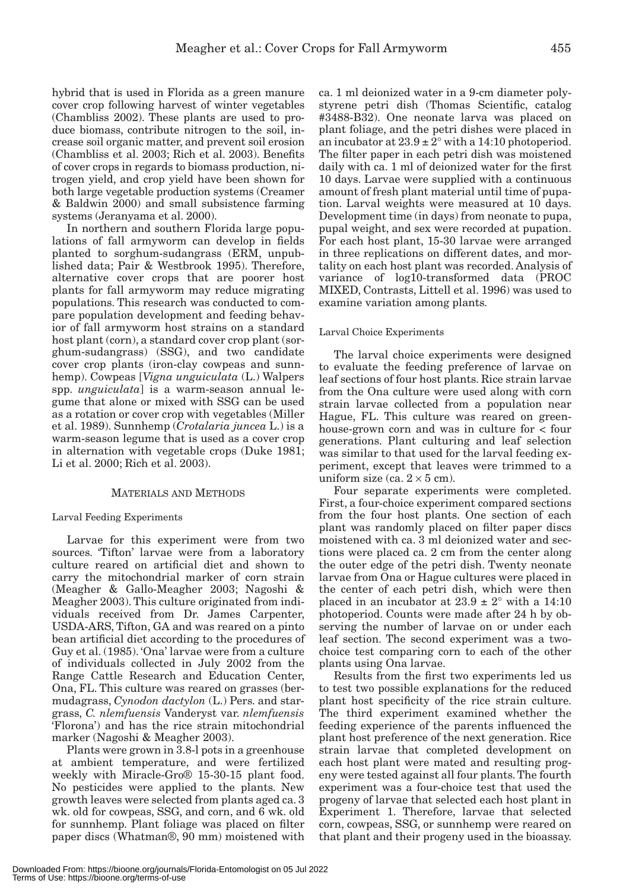hybrid that is used in Florida as a green manure cover crop following harvest of winter vegetables (Chambliss 2002). These plants are used to produce biomass, contribute nitrogen to the soil, increase soil organic matter, and prevent soil erosion (Chambliss et al. 2003; Rich et al. 2003). Benefits of cover crops in regards to biomass production, nitrogen yield, and crop yield have been shown for both large vegetable production systems (Creamer & Baldwin 2000) and small subsistence farming systems (Jeranyama et al. 2000).

In northern and southern Florida large populations of fall armyworm can develop in fields planted to sorghum-sudangrass (ERM, unpublished data; Pair & Westbrook 1995). Therefore, alternative cover crops that are poorer host plants for fall armyworm may reduce migrating populations. This research was conducted to compare population development and feeding behavior of fall armyworm host strains on a standard host plant (corn), a standard cover crop plant (sorghum-sudangrass) (SSG), and two candidate cover crop plants (iron-clay cowpeas and sunnhemp). Cowpeas [*Vigna unguiculata* (L.) Walpers spp. *unguiculata*] is a warm-season annual legume that alone or mixed with SSG can be used as a rotation or cover crop with vegetables (Miller et al. 1989). Sunnhemp (*Crotalaria juncea* L.) is a warm-season legume that is used as a cover crop in alternation with vegetable crops (Duke 1981; Li et al. 2000; Rich et al. 2003).

## MATERIALS AND METHODS

### Larval Feeding Experiments

Larvae for this experiment were from two sources. 'Tifton' larvae were from a laboratory culture reared on artificial diet and shown to carry the mitochondrial marker of corn strain (Meagher & Gallo-Meagher 2003; Nagoshi & Meagher 2003). This culture originated from individuals received from Dr. James Carpenter, USDA-ARS, Tifton, GA and was reared on a pinto bean artificial diet according to the procedures of Guy et al. (1985). 'Ona' larvae were from a culture of individuals collected in July 2002 from the Range Cattle Research and Education Center, Ona, FL. This culture was reared on grasses (bermudagrass, *Cynodon dactylon* (L.) Pers. and stargrass, *C. nlemfuensis* Vanderyst var. *nlemfuensis* 'Florona') and has the rice strain mitochondrial marker (Nagoshi & Meagher 2003).

Plants were grown in 3.8-l pots in a greenhouse at ambient temperature, and were fertilized weekly with Miracle-Gro® 15-30-15 plant food. No pesticides were applied to the plants. New growth leaves were selected from plants aged ca. 3 wk. old for cowpeas, SSG, and corn, and 6 wk. old for sunnhemp. Plant foliage was placed on filter paper discs (Whatman®, 90 mm) moistened with ca. 1 ml deionized water in a 9-cm diameter polystyrene petri dish (Thomas Scientific, catalog #3488-B32). One neonate larva was placed on plant foliage, and the petri dishes were placed in an incubator at $23.9 \pm 2°$ with a 14:10 photoperiod. The filter paper in each petri dish was moistened daily with ca. 1 ml of deionized water for the first 10 days. Larvae were supplied with a continuous amount of fresh plant material until time of pupation. Larval weights were measured at 10 days. Development time (in days) from neonate to pupa, pupal weight, and sex were recorded at pupation. For each host plant, 15-30 larvae were arranged in three replications on different dates, and mortality on each host plant was recorded. Analysis of variance of log10-transformed data (PROC MIXED, Contrasts, Littell et al. 1996) was used to examine variation among plants.

### Larval Choice Experiments

The larval choice experiments were designed to evaluate the feeding preference of larvae on leaf sections of four host plants. Rice strain larvae from the Ona culture were used along with corn strain larvae collected from a population near Hague, FL. This culture was reared on greenhouse-grown corn and was in culture for < four generations. Plant culturing and leaf selection was similar to that used for the larval feeding experiment, except that leaves were trimmed to a uniform size (ca. 2 × 5 cm).

Four separate experiments were completed. First, a four-choice experiment compared sections from the four host plants. One section of each plant was randomly placed on filter paper discs moistened with ca. 3 ml deionized water and sections were placed ca. 2 cm from the center along the outer edge of the petri dish. Twenty neonate larvae from Ona or Hague cultures were placed in the center of each petri dish, which were then placed in an incubator at $23.9 \pm 2°$ with a 14:10 photoperiod. Counts were made after 24 h by observing the number of larvae on or under each leaf section. The second experiment was a two-choice test comparing corn to each of the other plants using Ona larvae.

Results from the first two experiments led us to test two possible explanations for the reduced plant host specificity of the rice strain culture. The third experiment examined whether the feeding experience of the parents influenced the plant host preference of the next generation. Rice strain larvae that completed development on each host plant were mated and resulting progeny were tested against all four plants. The fourth experiment was a four-choice test that used the progeny of larvae that selected each host plant in Experiment 1. Therefore, larvae that selected corn, cowpeas, SSG, or sunnhemp were reared on that plant and their progeny used in the bioassay.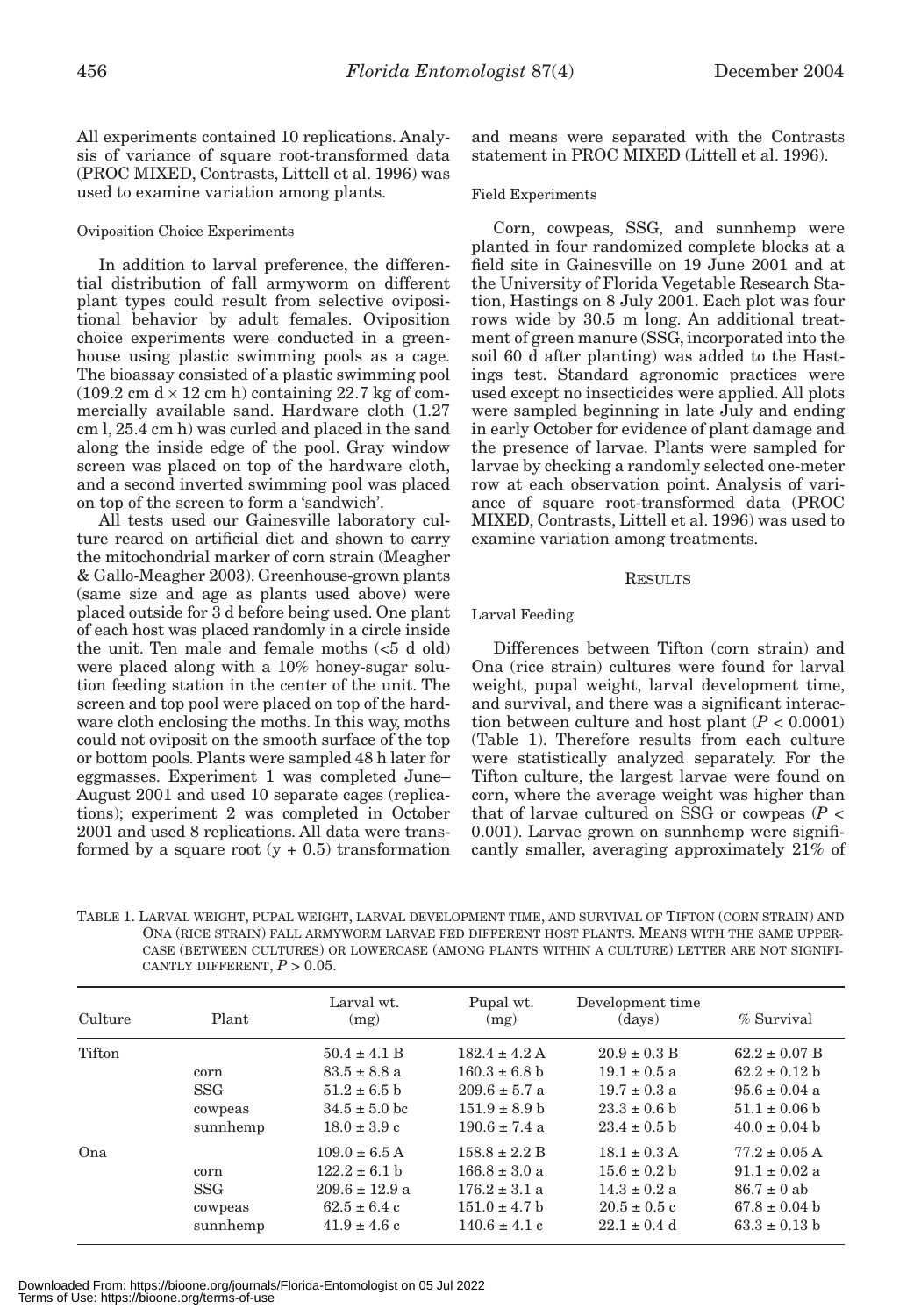All experiments contained 10 replications. Analysis of variance of square root-transformed data (PROC MIXED, Contrasts, Littell et al. 1996) was used to examine variation among plants.

### Oviposition Choice Experiments

In addition to larval preference, the differential distribution of fall armyworm on different plant types could result from selective ovipositional behavior by adult females. Oviposition choice experiments were conducted in a greenhouse using plastic swimming pools as a cage. The bioassay consisted of a plastic swimming pool (109.2 cm d × 12 cm h) containing 22.7 kg of commercially available sand. Hardware cloth (1.27 cm l, 25.4 cm h) was curled and placed in the sand along the inside edge of the pool. Gray window screen was placed on top of the hardware cloth, and a second inverted swimming pool was placed on top of the screen to form a 'sandwich'.

All tests used our Gainesville laboratory culture reared on artificial diet and shown to carry the mitochondrial marker of corn strain (Meagher & Gallo-Meagher 2003). Greenhouse-grown plants (same size and age as plants used above) were placed outside for 3 d before being used. One plant of each host was placed randomly in a circle inside the unit. Ten male and female moths (<5 d old) were placed along with a 10% honey-sugar solution feeding station in the center of the unit. The screen and top pool were placed on top of the hardware cloth enclosing the moths. In this way, moths could not oviposit on the smooth surface of the top or bottom pools. Plants were sampled 48 h later for eggmasses. Experiment 1 was completed June–August 2001 and used 10 separate cages (replications); experiment 2 was completed in October 2001 and used 8 replications. All data were transformed by a square root (y + 0.5) transformation and means were separated with the Contrasts statement in PROC MIXED (Littell et al. 1996).

### Field Experiments

Corn, cowpeas, SSG, and sunnhemp were planted in four randomized complete blocks at a field site in Gainesville on 19 June 2001 and at the University of Florida Vegetable Research Station, Hastings on 8 July 2001. Each plot was four rows wide by 30.5 m long. An additional treatment of green manure (SSG, incorporated into the soil 60 d after planting) was added to the Hastings test. Standard agronomic practices were used except no insecticides were applied. All plots were sampled beginning in late July and ending in early October for evidence of plant damage and the presence of larvae. Plants were sampled for larvae by checking a randomly selected one-meter row at each observation point. Analysis of variance of square root-transformed data (PROC MIXED, Contrasts, Littell et al. 1996) was used to examine variation among treatments.

## RESULTS

### Larval Feeding

Differences between Tifton (corn strain) and Ona (rice strain) cultures were found for larval weight, pupal weight, larval development time, and survival, and there was a significant interaction between culture and host plant ($P < 0.0001$) (Table 1). Therefore results from each culture were statistically analyzed separately. For the Tifton culture, the largest larvae were found on corn, where the average weight was higher than that of larvae cultured on SSG or cowpeas ($P < 0.001$). Larvae grown on sunnhemp were significantly smaller, averaging approximately 21% of

TABLE 1. LARVAL WEIGHT, PUPAL WEIGHT, LARVAL DEVELOPMENT TIME, AND SURVIVAL OF TIFTON (CORN STRAIN) AND ONA (RICE STRAIN) FALL ARMYWORM LARVAE FED DIFFERENT HOST PLANTS. MEANS WITH THE SAME UPPERCASE (BETWEEN CULTURES) OR LOWERCASE (AMONG PLANTS WITHIN A CULTURE) LETTER ARE NOT SIGNIFICANTLY DIFFERENT, $P > 0.05$.

| Culture | Plant | Larval wt. (mg) | Pupal wt. (mg) | Development time (days) | % Survival |
|---|---|---|---|---|---|
| Tifton | | 50.4 ± 4.1 B | 182.4 ± 4.2 A | 20.9 ± 0.3 B | 62.2 ± 0.07 B |
| | corn | 83.5 ± 8.8 a | 160.3 ± 6.8 b | 19.1 ± 0.5 a | 62.2 ± 0.12 b |
| | SSG | 51.2 ± 6.5 b | 209.6 ± 5.7 a | 19.7 ± 0.3 a | 95.6 ± 0.04 a |
| | cowpeas | 34.5 ± 5.0 bc | 151.9 ± 8.9 b | 23.3 ± 0.6 b | 51.1 ± 0.06 b |
| | sunnhemp | 18.0 ± 3.9 c | 190.6 ± 7.4 a | 23.4 ± 0.5 b | 40.0 ± 0.04 b |
| Ona | | 109.0 ± 6.5 A | 158.8 ± 2.2 B | 18.1 ± 0.3 A | 77.2 ± 0.05 A |
| | corn | 122.2 ± 6.1 b | 166.8 ± 3.0 a | 15.6 ± 0.2 b | 91.1 ± 0.02 a |
| | SSG | 209.6 ± 12.9 a | 176.2 ± 3.1 a | 14.3 ± 0.2 a | 86.7 ± 0 ab |
| | cowpeas | 62.5 ± 6.4 c | 151.0 ± 4.7 b | 20.5 ± 0.5 c | 67.8 ± 0.04 b |
| | sunnhemp | 41.9 ± 4.6 c | 140.6 ± 4.1 c | 22.1 ± 0.4 d | 63.3 ± 0.13 b |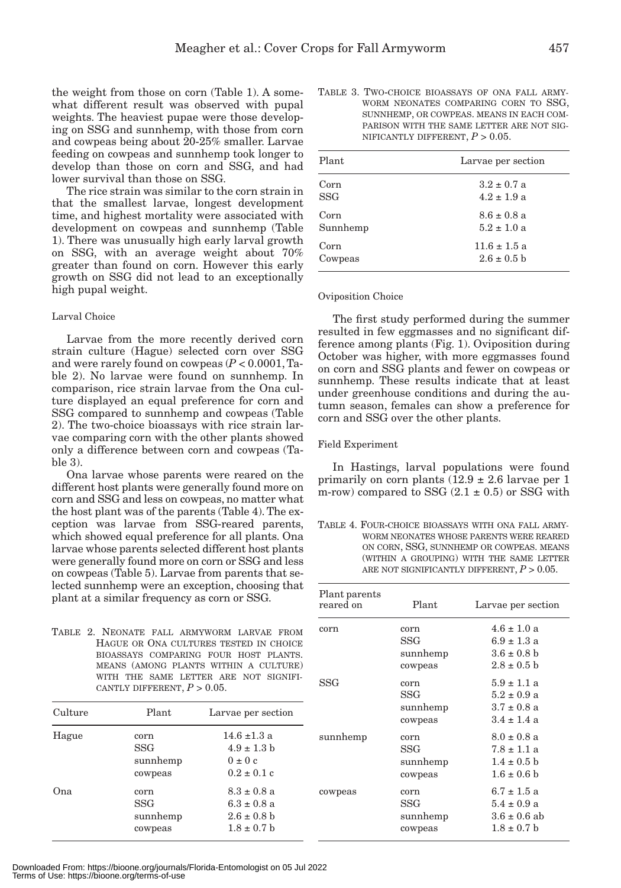the weight from those on corn (Table 1). A somewhat different result was observed with pupal weights. The heaviest pupae were those developing on SSG and sunnhemp, with those from corn and cowpeas being about 20-25% smaller. Larvae feeding on cowpeas and sunnhemp took longer to develop than those on corn and SSG, and had lower survival than those on SSG.

The rice strain was similar to the corn strain in that the smallest larvae, longest development time, and highest mortality were associated with development on cowpeas and sunnhemp (Table 1). There was unusually high early larval growth on SSG, with an average weight about 70% greater than found on corn. However this early growth on SSG did not lead to an exceptionally high pupal weight.

### Larval Choice

Larvae from the more recently derived corn strain culture (Hague) selected corn over SSG and were rarely found on cowpeas ($P < 0.0001$, Table 2). No larvae were found on sunnhemp. In comparison, rice strain larvae from the Ona culture displayed an equal preference for corn and SSG compared to sunnhemp and cowpeas (Table 2). The two-choice bioassays with rice strain larvae comparing corn with the other plants showed only a difference between corn and cowpeas (Table 3).

Ona larvae whose parents were reared on the different host plants were generally found more on corn and SSG and less on cowpeas, no matter what the host plant was of the parents (Table 4). The exception was larvae from SSG-reared parents, which showed equal preference for all plants. Ona larvae whose parents selected different host plants were generally found more on corn or SSG and less on cowpeas (Table 5). Larvae from parents that selected sunnhemp were an exception, choosing that plant at a similar frequency as corn or SSG.

TABLE 2. NEONATE FALL ARMYWORM LARVAE FROM HAGUE OR ONA CULTURES TESTED IN CHOICE BIOASSAYS COMPARING FOUR HOST PLANTS. MEANS (AMONG PLANTS WITHIN A CULTURE) WITH THE SAME LETTER ARE NOT SIGNIFICANTLY DIFFERENT, $P > 0.05$.

| Culture | Plant | Larvae per section |
|---|---|---|
| Hague | corn | 14.6 ±1.3 a |
| | SSG | 4.9 ± 1.3 b |
| | sunnhemp | 0 ± 0 c |
| | cowpeas | 0.2 ± 0.1 c |
| Ona | corn | 8.3 ± 0.8 a |
| | SSG | 6.3 ± 0.8 a |
| | sunnhemp | 2.6 ± 0.8 b |
| | cowpeas | 1.8 ± 0.7 b |

TABLE 3. TWO-CHOICE BIOASSAYS OF ONA FALL ARMYWORM NEONATES COMPARING CORN TO SSG, SUNNHEMP, OR COWPEAS. MEANS IN EACH COMPARISON WITH THE SAME LETTER ARE NOT SIGNIFICANTLY DIFFERENT, $P > 0.05$.

| Plant | Larvae per section |
|---|---|
| Corn | 3.2 ± 0.7 a |
| SSG | 4.2 ± 1.9 a |
| Corn | 8.6 ± 0.8 a |
| Sunnhemp | 5.2 ± 1.0 a |
| Corn | 11.6 ± 1.5 a |
| Cowpeas | 2.6 ± 0.5 b |

### Oviposition Choice

The first study performed during the summer resulted in few eggmasses and no significant difference among plants (Fig. 1). Oviposition during October was higher, with more eggmasses found on corn and SSG plants and fewer on cowpeas or sunnhemp. These results indicate that at least under greenhouse conditions and during the autumn season, females can show a preference for corn and SSG over the other plants.

### Field Experiment

In Hastings, larval populations were found primarily on corn plants (12.9 ± 2.6 larvae per 1 m-row) compared to SSG (2.1 ± 0.5) or SSG with

TABLE 4. FOUR-CHOICE BIOASSAYS WITH ONA FALL ARMYWORM NEONATES WHOSE PARENTS WERE REARED ON CORN, SSG, SUNNHEMP OR COWPEAS. MEANS (WITHIN A GROUPING) WITH THE SAME LETTER ARE NOT SIGNIFICANTLY DIFFERENT, $P > 0.05$.

| Plant parents reared on | Plant | Larvae per section |
|---|---|---|
| corn | corn | 4.6 ± 1.0 a |
| | SSG | 6.9 ± 1.3 a |
| | sunnhemp | 3.6 ± 0.8 b |
| | cowpeas | 2.8 ± 0.5 b |
| SSG | corn | 5.9 ± 1.1 a |
| | SSG | 5.2 ± 0.9 a |
| | sunnhemp | 3.7 ± 0.8 a |
| | cowpeas | 3.4 ± 1.4 a |
| sunnhemp | corn | 8.0 ± 0.8 a |
| | SSG | 7.8 ± 1.1 a |
| | sunnhemp | 1.4 ± 0.5 b |
| | cowpeas | 1.6 ± 0.6 b |
| cowpeas | corn | 6.7 ± 1.5 a |
| | SSG | 5.4 ± 0.9 a |
| | sunnhemp | 3.6 ± 0.6 ab |
| | cowpeas | 1.8 ± 0.7 b |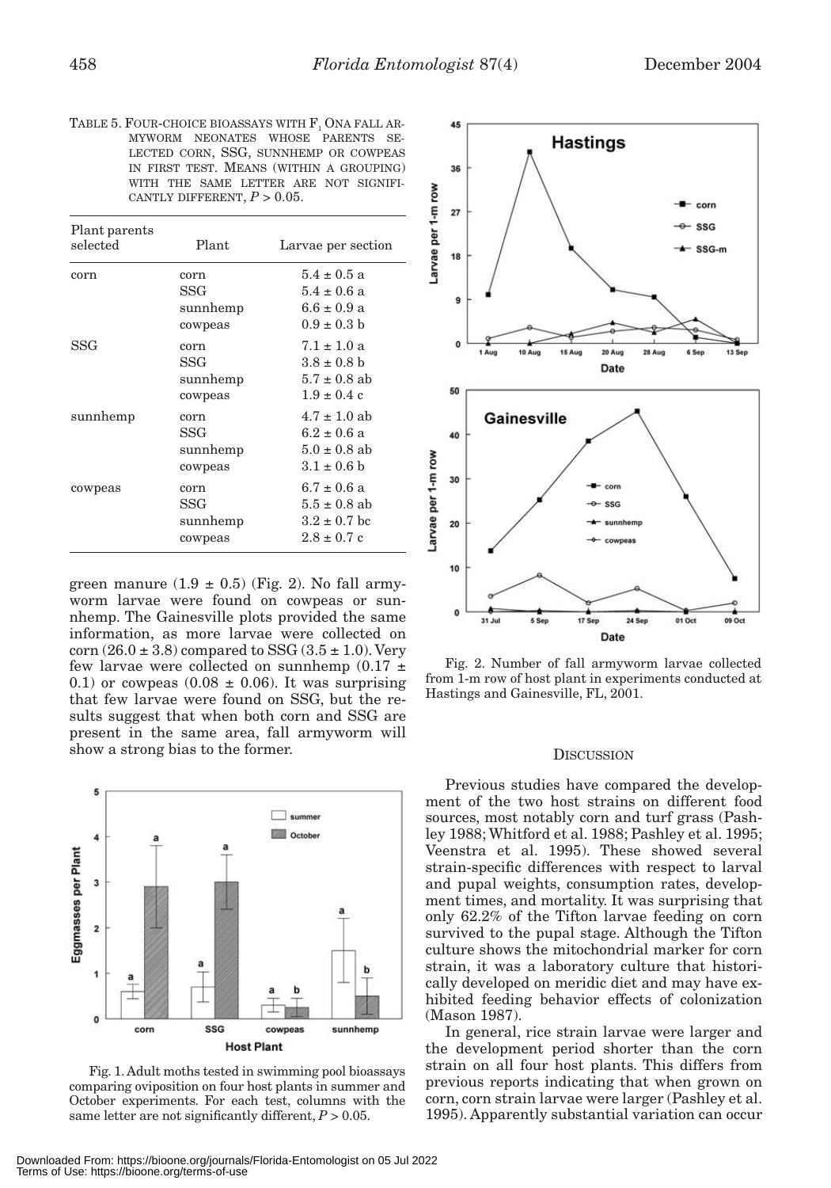TABLE 5. FOUR-CHOICE BIOASSAYS WITH $F_1$ ONA FALL ARMYWORM NEONATES WHOSE PARENTS SELECTED CORN, SSG, SUNNHEMP OR COWPEAS IN FIRST TEST. MEANS (WITHIN A GROUPING) WITH THE SAME LETTER ARE NOT SIGNIFICANTLY DIFFERENT, $P > 0.05$.

| Plant parents selected | Plant | Larvae per section |
|---|---|---|
| corn | corn | 5.4 ± 0.5 a |
| | SSG | 5.4 ± 0.6 a |
| | sunnhemp | 6.6 ± 0.9 a |
| | cowpeas | 0.9 ± 0.3 b |
| SSG | corn | 7.1 ± 1.0 a |
| | SSG | 3.8 ± 0.8 b |
| | sunnhemp | 5.7 ± 0.8 ab |
| | cowpeas | 1.9 ± 0.4 c |
| sunnhemp | corn | 4.7 ± 1.0 ab |
| | SSG | 6.2 ± 0.6 a |
| | sunnhemp | 5.0 ± 0.8 ab |
| | cowpeas | 3.1 ± 0.6 b |
| cowpeas | corn | 6.7 ± 0.6 a |
| | SSG | 5.5 ± 0.8 ab |
| | sunnhemp | 3.2 ± 0.7 bc |
| | cowpeas | 2.8 ± 0.7 c |

green manure (1.9 ± 0.5) (Fig. 2). No fall armyworm larvae were found on cowpeas or sunnhemp. The Gainesville plots provided the same information, as more larvae were collected on corn (26.0 ± 3.8) compared to SSG (3.5 ± 1.0). Very few larvae were collected on sunnhemp (0.17 ± 0.1) or cowpeas (0.08 ± 0.06). It was surprising that few larvae were found on SSG, but the results suggest that when both corn and SSG are present in the same area, fall armyworm will show a strong bias to the former.

Fig. 1. Adult moths tested in swimming pool bioassays comparing oviposition on four host plants in summer and October experiments. For each test, columns with the same letter are not significantly different, $P > 0.05$.

Fig. 2. Number of fall armyworm larvae collected from 1-m row of host plant in experiments conducted at Hastings and Gainesville, FL, 2001.

## DISCUSSION

Previous studies have compared the development of the two host strains on different food sources, most notably corn and turf grass (Pashley 1988; Whitford et al. 1988; Pashley et al. 1995; Veenstra et al. 1995). These showed several strain-specific differences with respect to larval and pupal weights, consumption rates, development times, and mortality. It was surprising that only 62.2% of the Tifton larvae feeding on corn survived to the pupal stage. Although the Tifton culture shows the mitochondrial marker for corn strain, it was a laboratory culture that historically developed on meridic diet and may have exhibited feeding behavior effects of colonization (Mason 1987).

In general, rice strain larvae were larger and the development period shorter than the corn strain on all four host plants. This differs from previous reports indicating that when grown on corn, corn strain larvae were larger (Pashley et al. 1995). Apparently substantial variation can occur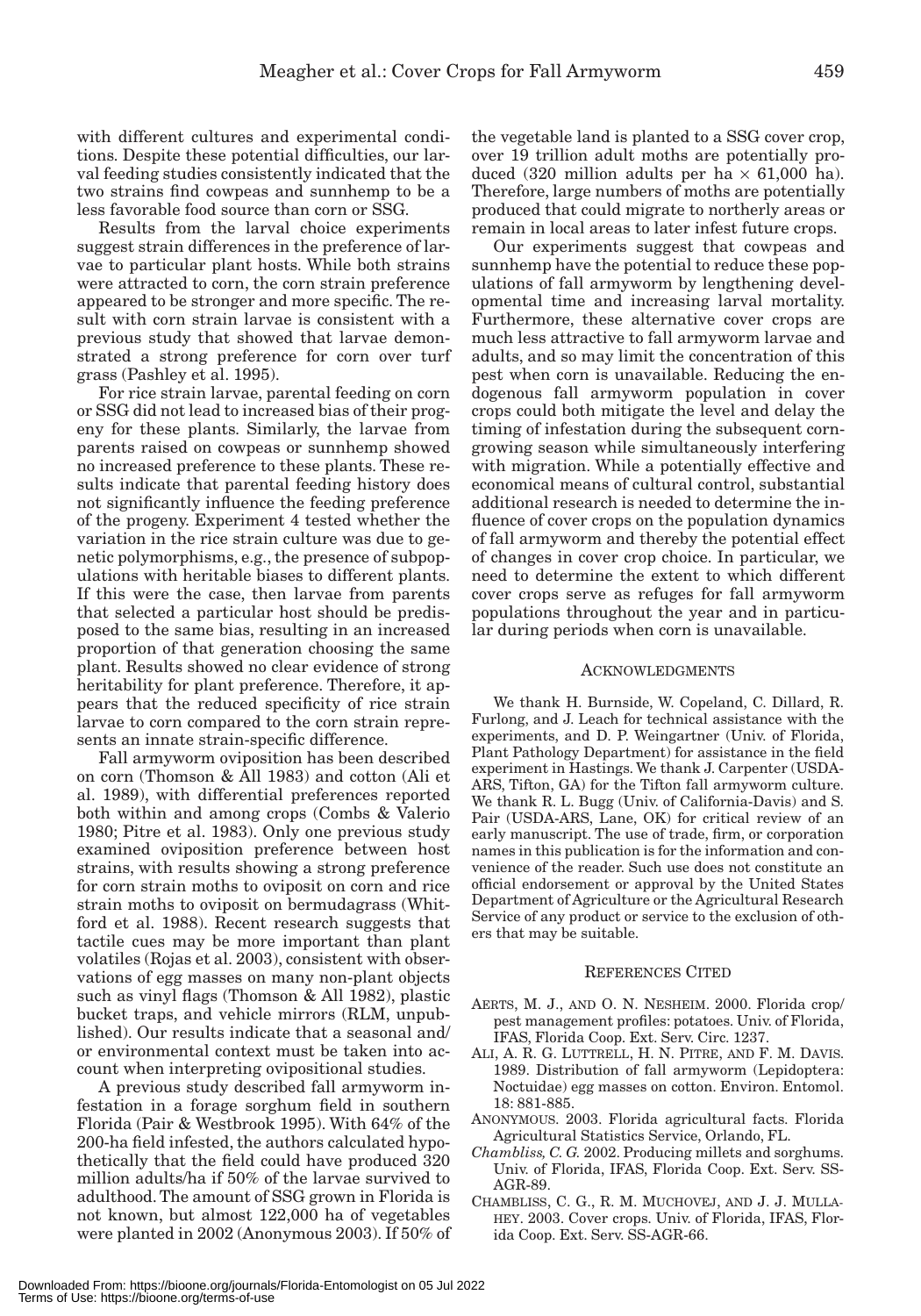with different cultures and experimental conditions. Despite these potential difficulties, our larval feeding studies consistently indicated that the two strains find cowpeas and sunnhemp to be a less favorable food source than corn or SSG.

Results from the larval choice experiments suggest strain differences in the preference of larvae to particular plant hosts. While both strains were attracted to corn, the corn strain preference appeared to be stronger and more specific. The result with corn strain larvae is consistent with a previous study that showed that larvae demonstrated a strong preference for corn over turf grass (Pashley et al. 1995).

For rice strain larvae, parental feeding on corn or SSG did not lead to increased bias of their progeny for these plants. Similarly, the larvae from parents raised on cowpeas or sunnhemp showed no increased preference to these plants. These results indicate that parental feeding history does not significantly influence the feeding preference of the progeny. Experiment 4 tested whether the variation in the rice strain culture was due to genetic polymorphisms, e.g., the presence of subpopulations with heritable biases to different plants. If this were the case, then larvae from parents that selected a particular host should be predisposed to the same bias, resulting in an increased proportion of that generation choosing the same plant. Results showed no clear evidence of strong heritability for plant preference. Therefore, it appears that the reduced specificity of rice strain larvae to corn compared to the corn strain represents an innate strain-specific difference.

Fall armyworm oviposition has been described on corn (Thomson & All 1983) and cotton (Ali et al. 1989), with differential preferences reported both within and among crops (Combs & Valerio 1980; Pitre et al. 1983). Only one previous study examined oviposition preference between host strains, with results showing a strong preference for corn strain moths to oviposit on corn and rice strain moths to oviposit on bermudagrass (Whitford et al. 1988). Recent research suggests that tactile cues may be more important than plant volatiles (Rojas et al. 2003), consistent with observations of egg masses on many non-plant objects such as vinyl flags (Thomson & All 1982), plastic bucket traps, and vehicle mirrors (RLM, unpublished). Our results indicate that a seasonal and/or environmental context must be taken into account when interpreting ovipositional studies.

A previous study described fall armyworm infestation in a forage sorghum field in southern Florida (Pair & Westbrook 1995). With 64% of the 200-ha field infested, the authors calculated hypothetically that the field could have produced 320 million adults/ha if 50% of the larvae survived to adulthood. The amount of SSG grown in Florida is not known, but almost 122,000 ha of vegetables were planted in 2002 (Anonymous 2003). If 50% of the vegetable land is planted to a SSG cover crop, over 19 trillion adult moths are potentially produced (320 million adults per ha × 61,000 ha). Therefore, large numbers of moths are potentially produced that could migrate to northerly areas or remain in local areas to later infest future crops.

Our experiments suggest that cowpeas and sunnhemp have the potential to reduce these populations of fall armyworm by lengthening developmental time and increasing larval mortality. Furthermore, these alternative cover crops are much less attractive to fall armyworm larvae and adults, and so may limit the concentration of this pest when corn is unavailable. Reducing the endogenous fall armyworm population in cover crops could both mitigate the level and delay the timing of infestation during the subsequent corn-growing season while simultaneously interfering with migration. While a potentially effective and economical means of cultural control, substantial additional research is needed to determine the influence of cover crops on the population dynamics of fall armyworm and thereby the potential effect of changes in cover crop choice. In particular, we need to determine the extent to which different cover crops serve as refuges for fall armyworm populations throughout the year and in particular during periods when corn is unavailable.

## Acknowledgments

We thank H. Burnside, W. Copeland, C. Dillard, R. Furlong, and J. Leach for technical assistance with the experiments, and D. P. Weingartner (Univ. of Florida, Plant Pathology Department) for assistance in the field experiment in Hastings. We thank J. Carpenter (USDA-ARS, Tifton, GA) for the Tifton fall armyworm culture. We thank R. L. Bugg (Univ. of California-Davis) and S. Pair (USDA-ARS, Lane, OK) for critical review of an early manuscript. The use of trade, firm, or corporation names in this publication is for the information and convenience of the reader. Such use does not constitute an official endorsement or approval by the United States Department of Agriculture or the Agricultural Research Service of any product or service to the exclusion of others that may be suitable.

## References Cited

AERTS, M. J., AND O. N. NESHEIM. 2000. Florida crop/pest management profiles: potatoes. Univ. of Florida, IFAS, Florida Coop. Ext. Serv. Circ. 1237.

ALI, A. R. G. LUTTRELL, H. N. PITRE, AND F. M. DAVIS. 1989. Distribution of fall armyworm (Lepidoptera: Noctuidae) egg masses on cotton. Environ. Entomol. 18: 881-885.

ANONYMOUS. 2003. Florida agricultural facts. Florida Agricultural Statistics Service, Orlando, FL.

*Chambliss, C. G.* 2002. Producing millets and sorghums. Univ. of Florida, IFAS, Florida Coop. Ext. Serv. SS-AGR-89.

CHAMBLISS, C. G., R. M. MUCHOVEJ, AND J. J. MULLAHEY. 2003. Cover crops. Univ. of Florida, IFAS, Florida Coop. Ext. Serv. SS-AGR-66.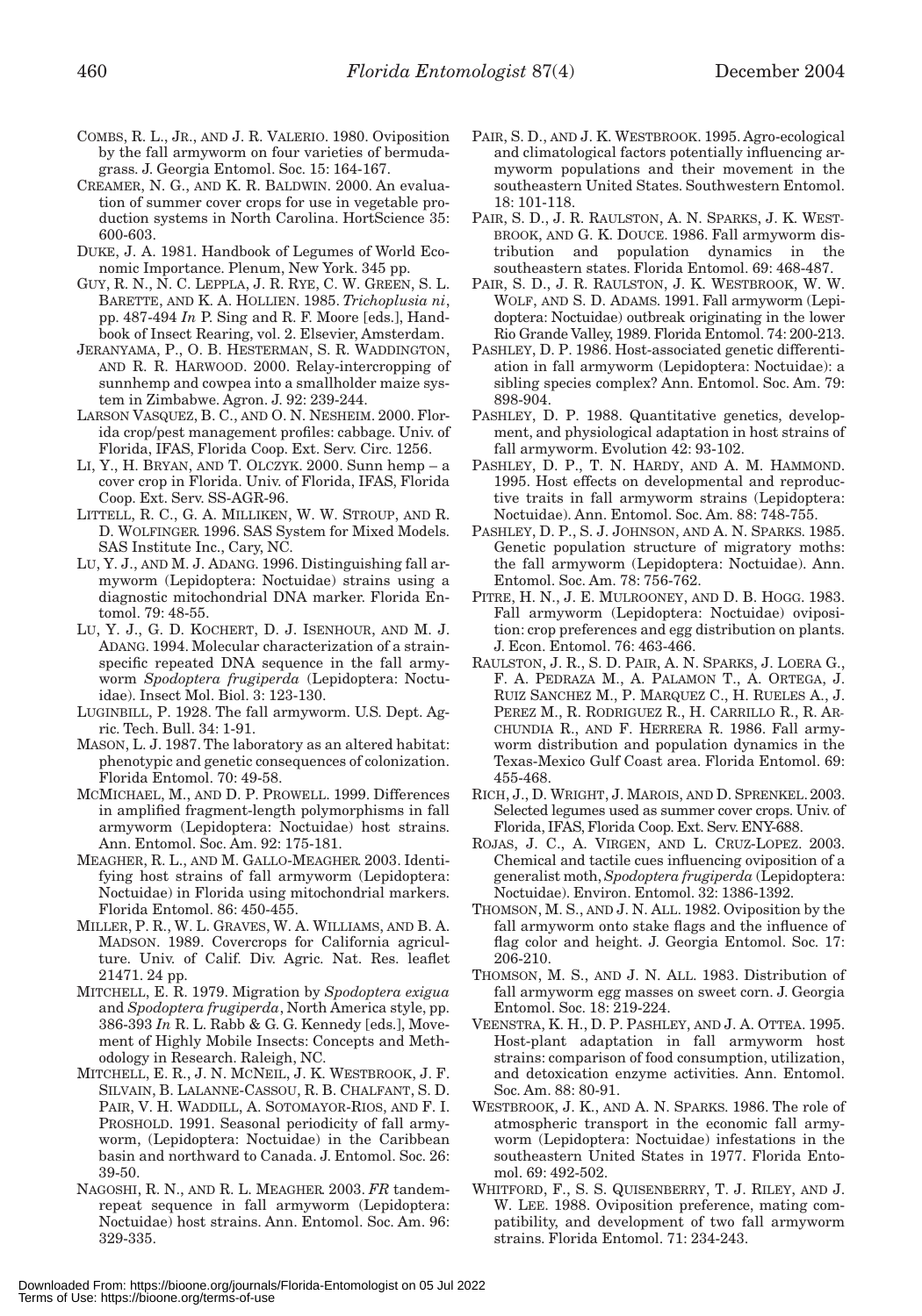COMBS, R. L., JR., AND J. R. VALERIO. 1980. Oviposition by the fall armyworm on four varieties of bermudagrass. J. Georgia Entomol. Soc. 15: 164-167.

CREAMER, N. G., AND K. R. BALDWIN. 2000. An evaluation of summer cover crops for use in vegetable production systems in North Carolina. HortScience 35: 600-603.

DUKE, J. A. 1981. Handbook of Legumes of World Economic Importance. Plenum, New York. 345 pp.

GUY, R. N., N. C. LEPPLA, J. R. RYE, C. W. GREEN, S. L. BARETTE, AND K. A. HOLLIEN. 1985. *Trichoplusia ni*, pp. 487-494 *In* P. Sing and R. F. Moore [eds.], Handbook of Insect Rearing, vol. 2. Elsevier, Amsterdam.

JERANYAMA, P., O. B. HESTERMAN, S. R. WADDINGTON, AND R. R. HARWOOD. 2000. Relay-intercropping of sunnhemp and cowpea into a smallholder maize system in Zimbabwe. Agron. J. 92: 239-244.

LARSON VASQUEZ, B. C., AND O. N. NESHEIM. 2000. Florida crop/pest management profiles: cabbage. Univ. of Florida, IFAS, Florida Coop. Ext. Serv. Circ. 1256.

LI, Y., H. BRYAN, AND T. OLCZYK. 2000. Sunn hemp – a cover crop in Florida. Univ. of Florida, IFAS, Florida Coop. Ext. Serv. SS-AGR-96.

LITTELL, R. C., G. A. MILLIKEN, W. W. STROUP, AND R. D. WOLFINGER. 1996. SAS System for Mixed Models. SAS Institute Inc., Cary, NC.

LU, Y. J., AND M. J. ADANG. 1996. Distinguishing fall armyworm (Lepidoptera: Noctuidae) strains using a diagnostic mitochondrial DNA marker. Florida Entomol. 79: 48-55.

LU, Y. J., G. D. KOCHERT, D. J. ISENHOUR, AND M. J. ADANG. 1994. Molecular characterization of a strain-specific repeated DNA sequence in the fall armyworm *Spodoptera frugiperda* (Lepidoptera: Noctuidae). Insect Mol. Biol. 3: 123-130.

LUGINBILL, P. 1928. The fall armyworm. U.S. Dept. Agric. Tech. Bull. 34: 1-91.

MASON, L. J. 1987. The laboratory as an altered habitat: phenotypic and genetic consequences of colonization. Florida Entomol. 70: 49-58.

MCMICHAEL, M., AND D. P. PROWELL. 1999. Differences in amplified fragment-length polymorphisms in fall armyworm (Lepidoptera: Noctuidae) host strains. Ann. Entomol. Soc. Am. 92: 175-181.

MEAGHER, R. L., AND M. GALLO-MEAGHER. 2003. Identifying host strains of fall armyworm (Lepidoptera: Noctuidae) in Florida using mitochondrial markers. Florida Entomol. 86: 450-455.

MILLER, P. R., W. L. GRAVES, W. A. WILLIAMS, AND B. A. MADSON. 1989. Covercrops for California agriculture. Univ. of Calif. Div. Agric. Nat. Res. leaflet 21471. 24 pp.

MITCHELL, E. R. 1979. Migration by *Spodoptera exigua* and *Spodoptera frugiperda*, North America style, pp. 386-393 *In* R. L. Rabb & G. G. Kennedy [eds.], Movement of Highly Mobile Insects: Concepts and Methodology in Research. Raleigh, NC.

MITCHELL, E. R., J. N. MCNEIL, J. K. WESTBROOK, J. F. SILVAIN, B. LALANNE-CASSOU, R. B. CHALFANT, S. D. PAIR, V. H. WADDILL, A. SOTOMAYOR-RIOS, AND F. I. PROSHOLD. 1991. Seasonal periodicity of fall armyworm, (Lepidoptera: Noctuidae) in the Caribbean basin and northward to Canada. J. Entomol. Soc. 26: 39-50.

NAGOSHI, R. N., AND R. L. MEAGHER. 2003. *FR* tandem-repeat sequence in fall armyworm (Lepidoptera: Noctuidae) host strains. Ann. Entomol. Soc. Am. 96: 329-335.

PAIR, S. D., AND J. K. WESTBROOK. 1995. Agro-ecological and climatological factors potentially influencing armyworm populations and their movement in the southeastern United States. Southwestern Entomol. 18: 101-118.

PAIR, S. D., J. R. RAULSTON, A. N. SPARKS, J. K. WESTBROOK, AND G. K. DOUCE. 1986. Fall armyworm distribution and population dynamics in the southeastern states. Florida Entomol. 69: 468-487.

PAIR, S. D., J. R. RAULSTON, J. K. WESTBROOK, W. W. WOLF, AND S. D. ADAMS. 1991. Fall armyworm (Lepidoptera: Noctuidae) outbreak originating in the lower Rio Grande Valley, 1989. Florida Entomol. 74: 200-213.

PASHLEY, D. P. 1986. Host-associated genetic differentiation in fall armyworm (Lepidoptera: Noctuidae): a sibling species complex? Ann. Entomol. Soc. Am. 79: 898-904.

PASHLEY, D. P. 1988. Quantitative genetics, development, and physiological adaptation in host strains of fall armyworm. Evolution 42: 93-102.

PASHLEY, D. P., T. N. HARDY, AND A. M. HAMMOND. 1995. Host effects on developmental and reproductive traits in fall armyworm strains (Lepidoptera: Noctuidae). Ann. Entomol. Soc. Am. 88: 748-755.

PASHLEY, D. P., S. J. JOHNSON, AND A. N. SPARKS. 1985. Genetic population structure of migratory moths: the fall armyworm (Lepidoptera: Noctuidae). Ann. Entomol. Soc. Am. 78: 756-762.

PITRE, H. N., J. E. MULROONEY, AND D. B. HOGG. 1983. Fall armyworm (Lepidoptera: Noctuidae) oviposition: crop preferences and egg distribution on plants. J. Econ. Entomol. 76: 463-466.

RAULSTON, J. R., S. D. PAIR, A. N. SPARKS, J. LOERA G., F. A. PEDRAZA M., A. PALAMON T., A. ORTEGA, J. RUIZ SANCHEZ M., P. MARQUEZ C., H. RUELES A., J. PEREZ M., R. RODRIGUEZ R., H. CARRILLO R., R. ARCHUNDIA R., AND F. HERRERA R. 1986. Fall armyworm distribution and population dynamics in the Texas-Mexico Gulf Coast area. Florida Entomol. 69: 455-468.

RICH, J., D. WRIGHT, J. MAROIS, AND D. SPRENKEL. 2003. Selected legumes used as summer cover crops. Univ. of Florida, IFAS, Florida Coop. Ext. Serv. ENY-688.

ROJAS, J. C., A. VIRGEN, AND L. CRUZ-LOPEZ. 2003. Chemical and tactile cues influencing oviposition of a generalist moth, *Spodoptera frugiperda* (Lepidoptera: Noctuidae). Environ. Entomol. 32: 1386-1392.

THOMSON, M. S., AND J. N. ALL. 1982. Oviposition by the fall armyworm onto stake flags and the influence of flag color and height. J. Georgia Entomol. Soc. 17: 206-210.

THOMSON, M. S., AND J. N. ALL. 1983. Distribution of fall armyworm egg masses on sweet corn. J. Georgia Entomol. Soc. 18: 219-224.

VEENSTRA, K. H., D. P. PASHLEY, AND J. A. OTTEA. 1995. Host-plant adaptation in fall armyworm host strains: comparison of food consumption, utilization, and detoxication enzyme activities. Ann. Entomol. Soc. Am. 88: 80-91.

WESTBROOK, J. K., AND A. N. SPARKS. 1986. The role of atmospheric transport in the economic fall armyworm (Lepidoptera: Noctuidae) infestations in the southeastern United States in 1977. Florida Entomol. 69: 492-502.

WHITFORD, F., S. S. QUISENBERRY, T. J. RILEY, AND J. W. LEE. 1988. Oviposition preference, mating compatibility, and development of two fall armyworm strains. Florida Entomol. 71: 234-243.